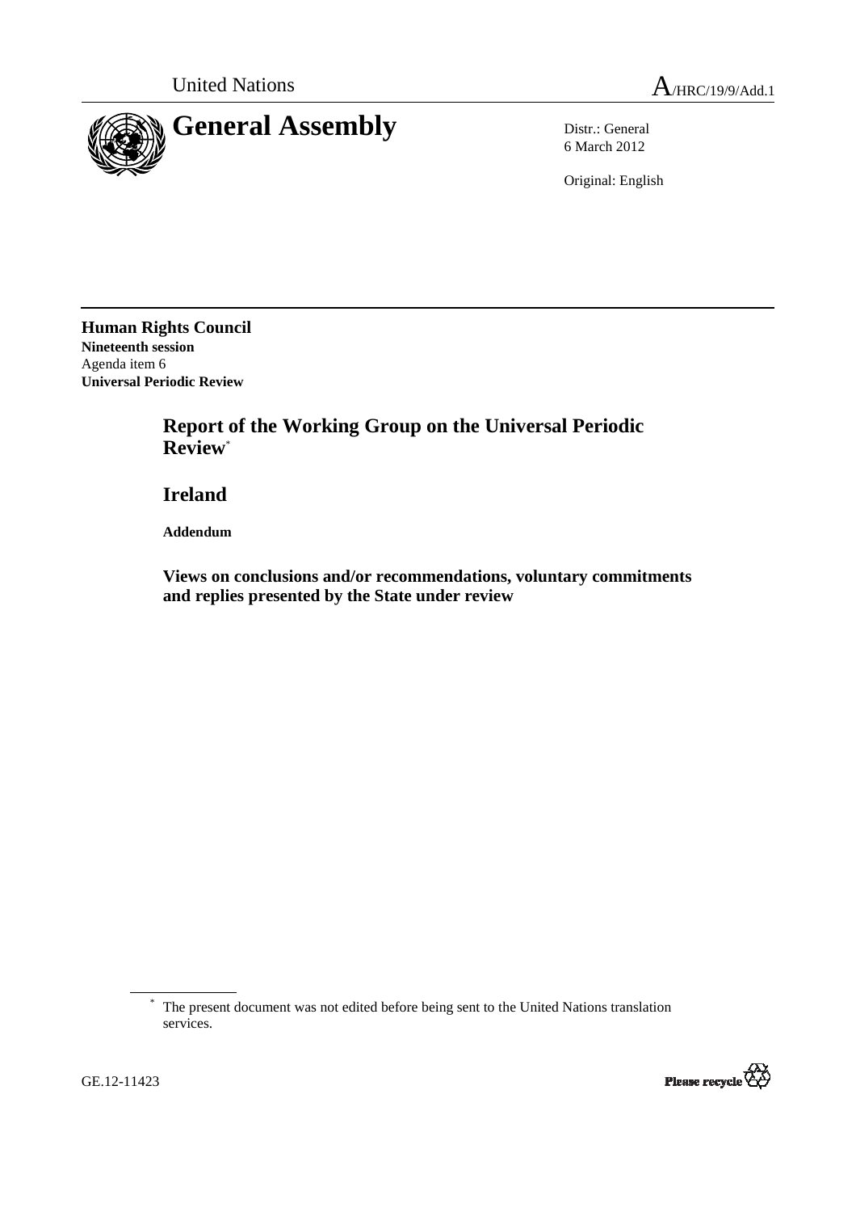United Nations

A/HRC/19/9/Add.1

# General Assembly

Distr.: General
6 March 2012

Original: English

**Human Rights Council**
**Nineteenth session**
Agenda item 6
**Universal Periodic Review**

## Report of the Working Group on the Universal Periodic Review*

## Ireland

**Addendum**

### Views on conclusions and/or recommendations, voluntary commitments and replies presented by the State under review

---

\* The present document was not edited before being sent to the United Nations translation services.

GE.12-11423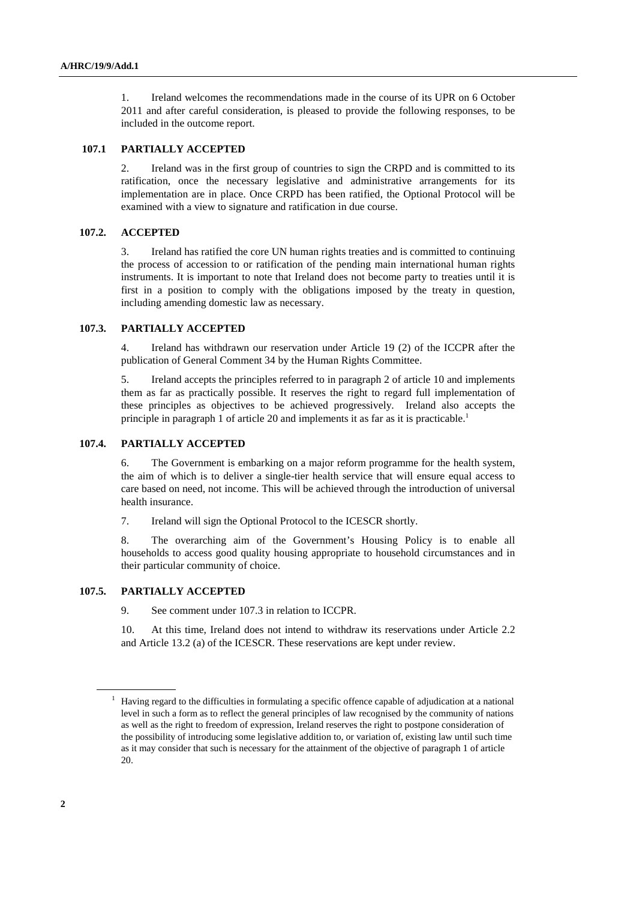1. Ireland welcomes the recommendations made in the course of its UPR on 6 October 2011 and after careful consideration, is pleased to provide the following responses, to be included in the outcome report.

### 107.1 PARTIALLY ACCEPTED

2. Ireland was in the first group of countries to sign the CRPD and is committed to its ratification, once the necessary legislative and administrative arrangements for its implementation are in place. Once CRPD has been ratified, the Optional Protocol will be examined with a view to signature and ratification in due course.

### 107.2. ACCEPTED

3. Ireland has ratified the core UN human rights treaties and is committed to continuing the process of accession to or ratification of the pending main international human rights instruments. It is important to note that Ireland does not become party to treaties until it is first in a position to comply with the obligations imposed by the treaty in question, including amending domestic law as necessary.

### 107.3. PARTIALLY ACCEPTED

4. Ireland has withdrawn our reservation under Article 19 (2) of the ICCPR after the publication of General Comment 34 by the Human Rights Committee.

5. Ireland accepts the principles referred to in paragraph 2 of article 10 and implements them as far as practically possible. It reserves the right to regard full implementation of these principles as objectives to be achieved progressively. Ireland also accepts the principle in paragraph 1 of article 20 and implements it as far as it is practicable.[1]

### 107.4. PARTIALLY ACCEPTED

6. The Government is embarking on a major reform programme for the health system, the aim of which is to deliver a single-tier health service that will ensure equal access to care based on need, not income. This will be achieved through the introduction of universal health insurance.

7. Ireland will sign the Optional Protocol to the ICESCR shortly.

8. The overarching aim of the Government's Housing Policy is to enable all households to access good quality housing appropriate to household circumstances and in their particular community of choice.

### 107.5. PARTIALLY ACCEPTED

9. See comment under 107.3 in relation to ICCPR.

10. At this time, Ireland does not intend to withdraw its reservations under Article 2.2 and Article 13.2 (a) of the ICESCR. These reservations are kept under review.

---

[1] Having regard to the difficulties in formulating a specific offence capable of adjudication at a national level in such a form as to reflect the general principles of law recognised by the community of nations as well as the right to freedom of expression, Ireland reserves the right to postpone consideration of the possibility of introducing some legislative addition to, or variation of, existing law until such time as it may consider that such is necessary for the attainment of the objective of paragraph 1 of article 20.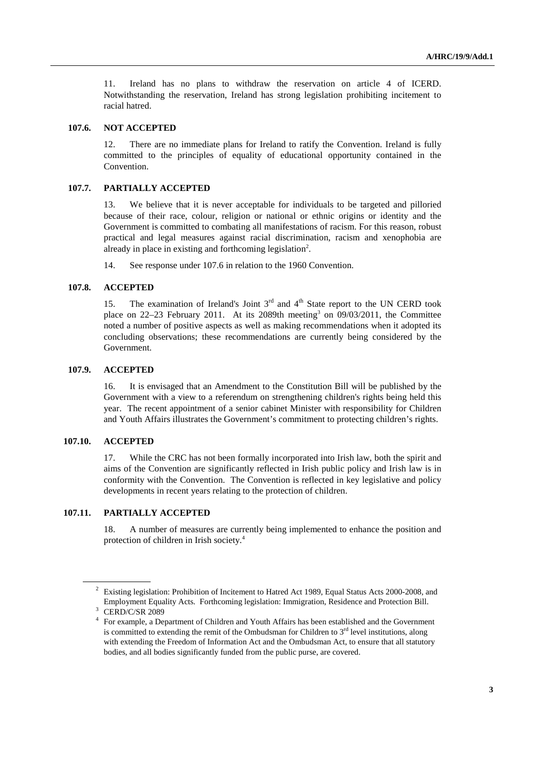11. Ireland has no plans to withdraw the reservation on article 4 of ICERD. Notwithstanding the reservation, Ireland has strong legislation prohibiting incitement to racial hatred.

**107.6. NOT ACCEPTED**

12. There are no immediate plans for Ireland to ratify the Convention. Ireland is fully committed to the principles of equality of educational opportunity contained in the Convention.

**107.7. PARTIALLY ACCEPTED**

13. We believe that it is never acceptable for individuals to be targeted and pilloried because of their race, colour, religion or national or ethnic origins or identity and the Government is committed to combating all manifestations of racism. For this reason, robust practical and legal measures against racial discrimination, racism and xenophobia are already in place in existing and forthcoming legislation[2].

14. See response under 107.6 in relation to the 1960 Convention.

**107.8. ACCEPTED**

15. The examination of Ireland's Joint 3rd and 4th State report to the UN CERD took place on 22–23 February 2011. At its 2089th meeting[3] on 09/03/2011, the Committee noted a number of positive aspects as well as making recommendations when it adopted its concluding observations; these recommendations are currently being considered by the Government.

**107.9. ACCEPTED**

16. It is envisaged that an Amendment to the Constitution Bill will be published by the Government with a view to a referendum on strengthening children's rights being held this year. The recent appointment of a senior cabinet Minister with responsibility for Children and Youth Affairs illustrates the Government's commitment to protecting children's rights.

**107.10. ACCEPTED**

17. While the CRC has not been formally incorporated into Irish law, both the spirit and aims of the Convention are significantly reflected in Irish public policy and Irish law is in conformity with the Convention. The Convention is reflected in key legislative and policy developments in recent years relating to the protection of children.

**107.11. PARTIALLY ACCEPTED**

18. A number of measures are currently being implemented to enhance the position and protection of children in Irish society.[4]

---

[2] Existing legislation: Prohibition of Incitement to Hatred Act 1989, Equal Status Acts 2000-2008, and Employment Equality Acts. Forthcoming legislation: Immigration, Residence and Protection Bill.

[3] CERD/C/SR 2089

[4] For example, a Department of Children and Youth Affairs has been established and the Government is committed to extending the remit of the Ombudsman for Children to 3rd level institutions, along with extending the Freedom of Information Act and the Ombudsman Act, to ensure that all statutory bodies, and all bodies significantly funded from the public purse, are covered.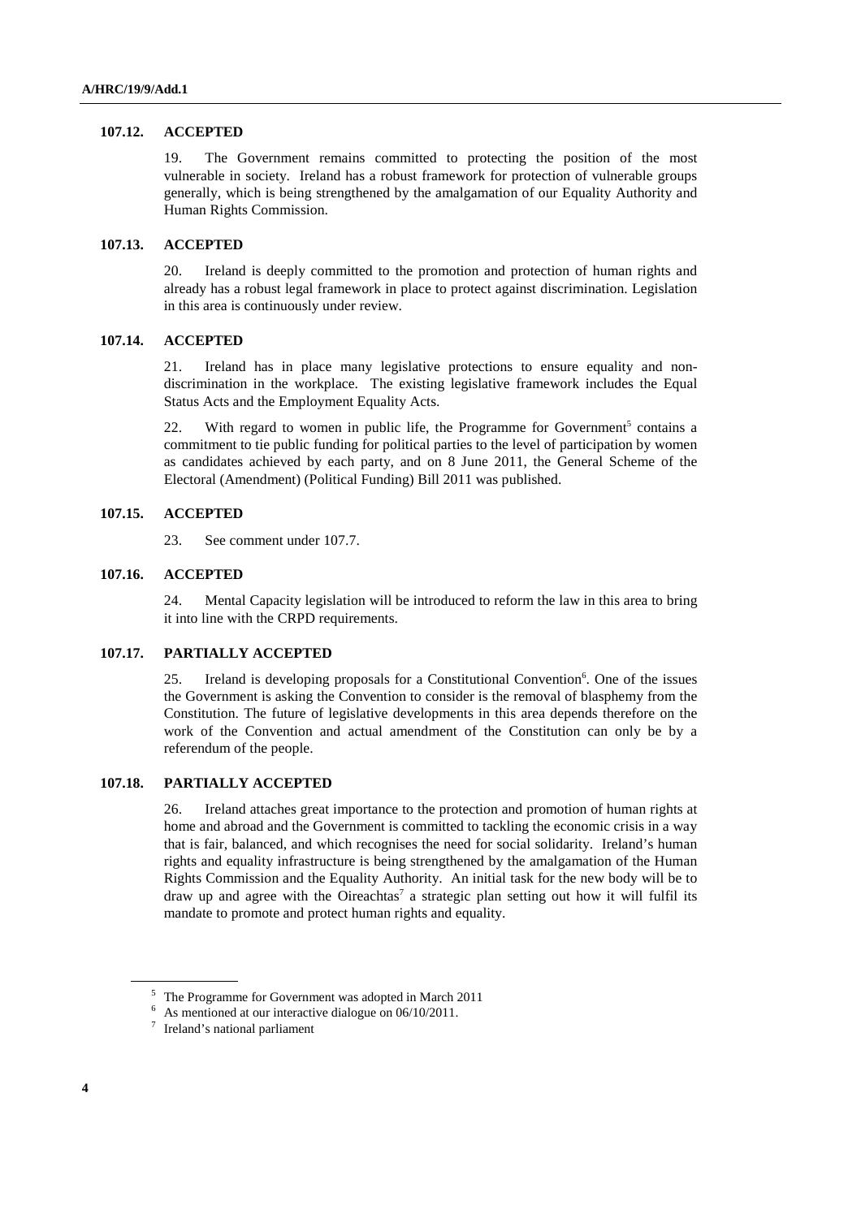### 107.12. ACCEPTED

19. The Government remains committed to protecting the position of the most vulnerable in society. Ireland has a robust framework for protection of vulnerable groups generally, which is being strengthened by the amalgamation of our Equality Authority and Human Rights Commission.

### 107.13. ACCEPTED

20. Ireland is deeply committed to the promotion and protection of human rights and already has a robust legal framework in place to protect against discrimination. Legislation in this area is continuously under review.

### 107.14. ACCEPTED

21. Ireland has in place many legislative protections to ensure equality and non-discrimination in the workplace. The existing legislative framework includes the Equal Status Acts and the Employment Equality Acts.

22. With regard to women in public life, the Programme for Government[5] contains a commitment to tie public funding for political parties to the level of participation by women as candidates achieved by each party, and on 8 June 2011, the General Scheme of the Electoral (Amendment) (Political Funding) Bill 2011 was published.

### 107.15. ACCEPTED

23. See comment under 107.7.

### 107.16. ACCEPTED

24. Mental Capacity legislation will be introduced to reform the law in this area to bring it into line with the CRPD requirements.

### 107.17. PARTIALLY ACCEPTED

25. Ireland is developing proposals for a Constitutional Convention[6]. One of the issues the Government is asking the Convention to consider is the removal of blasphemy from the Constitution. The future of legislative developments in this area depends therefore on the work of the Convention and actual amendment of the Constitution can only be by a referendum of the people.

### 107.18. PARTIALLY ACCEPTED

26. Ireland attaches great importance to the protection and promotion of human rights at home and abroad and the Government is committed to tackling the economic crisis in a way that is fair, balanced, and which recognises the need for social solidarity. Ireland's human rights and equality infrastructure is being strengthened by the amalgamation of the Human Rights Commission and the Equality Authority. An initial task for the new body will be to draw up and agree with the Oireachtas[7] a strategic plan setting out how it will fulfil its mandate to promote and protect human rights and equality.

---

[5] The Programme for Government was adopted in March 2011

[6] As mentioned at our interactive dialogue on 06/10/2011.

[7] Ireland's national parliament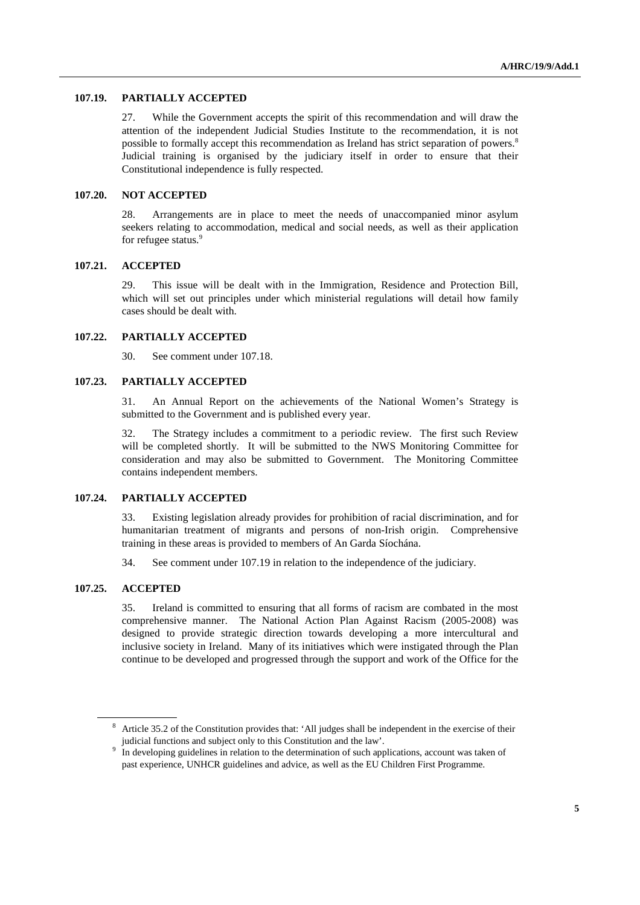### 107.19. PARTIALLY ACCEPTED

27. While the Government accepts the spirit of this recommendation and will draw the attention of the independent Judicial Studies Institute to the recommendation, it is not possible to formally accept this recommendation as Ireland has strict separation of powers.[8] Judicial training is organised by the judiciary itself in order to ensure that their Constitutional independence is fully respected.

### 107.20. NOT ACCEPTED

28. Arrangements are in place to meet the needs of unaccompanied minor asylum seekers relating to accommodation, medical and social needs, as well as their application for refugee status.[9]

### 107.21. ACCEPTED

29. This issue will be dealt with in the Immigration, Residence and Protection Bill, which will set out principles under which ministerial regulations will detail how family cases should be dealt with.

### 107.22. PARTIALLY ACCEPTED

30. See comment under 107.18.

### 107.23. PARTIALLY ACCEPTED

31. An Annual Report on the achievements of the National Women's Strategy is submitted to the Government and is published every year.

32. The Strategy includes a commitment to a periodic review. The first such Review will be completed shortly. It will be submitted to the NWS Monitoring Committee for consideration and may also be submitted to Government. The Monitoring Committee contains independent members.

### 107.24. PARTIALLY ACCEPTED

33. Existing legislation already provides for prohibition of racial discrimination, and for humanitarian treatment of migrants and persons of non-Irish origin. Comprehensive training in these areas is provided to members of An Garda Síochána.

34. See comment under 107.19 in relation to the independence of the judiciary.

### 107.25. ACCEPTED

35. Ireland is committed to ensuring that all forms of racism are combated in the most comprehensive manner. The National Action Plan Against Racism (2005-2008) was designed to provide strategic direction towards developing a more intercultural and inclusive society in Ireland. Many of its initiatives which were instigated through the Plan continue to be developed and progressed through the support and work of the Office for the

---

[8] Article 35.2 of the Constitution provides that: 'All judges shall be independent in the exercise of their judicial functions and subject only to this Constitution and the law'.

[9] In developing guidelines in relation to the determination of such applications, account was taken of past experience, UNHCR guidelines and advice, as well as the EU Children First Programme.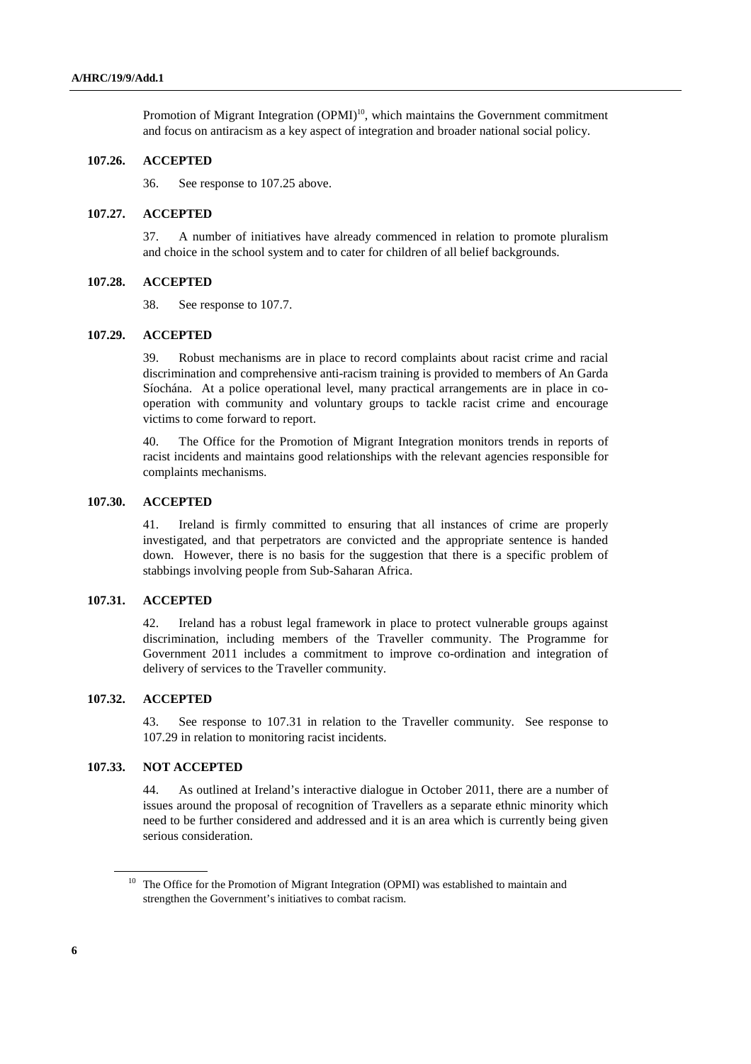Promotion of Migrant Integration (OPMI)[10], which maintains the Government commitment and focus on antiracism as a key aspect of integration and broader national social policy.

**107.26. ACCEPTED**

36. See response to 107.25 above.

**107.27. ACCEPTED**

37. A number of initiatives have already commenced in relation to promote pluralism and choice in the school system and to cater for children of all belief backgrounds.

**107.28. ACCEPTED**

38. See response to 107.7.

**107.29. ACCEPTED**

39. Robust mechanisms are in place to record complaints about racist crime and racial discrimination and comprehensive anti-racism training is provided to members of An Garda Síochána. At a police operational level, many practical arrangements are in place in co-operation with community and voluntary groups to tackle racist crime and encourage victims to come forward to report.

40. The Office for the Promotion of Migrant Integration monitors trends in reports of racist incidents and maintains good relationships with the relevant agencies responsible for complaints mechanisms.

**107.30. ACCEPTED**

41. Ireland is firmly committed to ensuring that all instances of crime are properly investigated, and that perpetrators are convicted and the appropriate sentence is handed down. However, there is no basis for the suggestion that there is a specific problem of stabbings involving people from Sub-Saharan Africa.

**107.31. ACCEPTED**

42. Ireland has a robust legal framework in place to protect vulnerable groups against discrimination, including members of the Traveller community. The Programme for Government 2011 includes a commitment to improve co-ordination and integration of delivery of services to the Traveller community.

**107.32. ACCEPTED**

43. See response to 107.31 in relation to the Traveller community. See response to 107.29 in relation to monitoring racist incidents.

**107.33. NOT ACCEPTED**

44. As outlined at Ireland's interactive dialogue in October 2011, there are a number of issues around the proposal of recognition of Travellers as a separate ethnic minority which need to be further considered and addressed and it is an area which is currently being given serious consideration.

[10] The Office for the Promotion of Migrant Integration (OPMI) was established to maintain and strengthen the Government's initiatives to combat racism.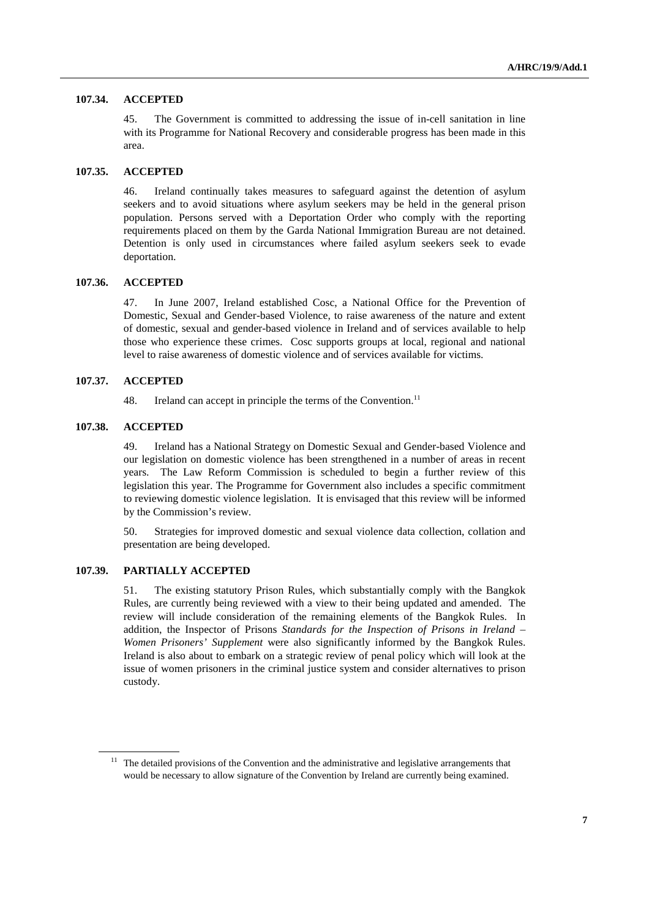### 107.34. ACCEPTED

45. The Government is committed to addressing the issue of in-cell sanitation in line with its Programme for National Recovery and considerable progress has been made in this area.

### 107.35. ACCEPTED

46. Ireland continually takes measures to safeguard against the detention of asylum seekers and to avoid situations where asylum seekers may be held in the general prison population. Persons served with a Deportation Order who comply with the reporting requirements placed on them by the Garda National Immigration Bureau are not detained. Detention is only used in circumstances where failed asylum seekers seek to evade deportation.

### 107.36. ACCEPTED

47. In June 2007, Ireland established Cosc, a National Office for the Prevention of Domestic, Sexual and Gender-based Violence, to raise awareness of the nature and extent of domestic, sexual and gender-based violence in Ireland and of services available to help those who experience these crimes. Cosc supports groups at local, regional and national level to raise awareness of domestic violence and of services available for victims.

### 107.37. ACCEPTED

48. Ireland can accept in principle the terms of the Convention.[11]

### 107.38. ACCEPTED

49. Ireland has a National Strategy on Domestic Sexual and Gender-based Violence and our legislation on domestic violence has been strengthened in a number of areas in recent years. The Law Reform Commission is scheduled to begin a further review of this legislation this year. The Programme for Government also includes a specific commitment to reviewing domestic violence legislation. It is envisaged that this review will be informed by the Commission's review.

50. Strategies for improved domestic and sexual violence data collection, collation and presentation are being developed.

### 107.39. PARTIALLY ACCEPTED

51. The existing statutory Prison Rules, which substantially comply with the Bangkok Rules, are currently being reviewed with a view to their being updated and amended. The review will include consideration of the remaining elements of the Bangkok Rules. In addition, the Inspector of Prisons *Standards for the Inspection of Prisons in Ireland – Women Prisoners' Supplement* were also significantly informed by the Bangkok Rules. Ireland is also about to embark on a strategic review of penal policy which will look at the issue of women prisoners in the criminal justice system and consider alternatives to prison custody.

---

[11] The detailed provisions of the Convention and the administrative and legislative arrangements that would be necessary to allow signature of the Convention by Ireland are currently being examined.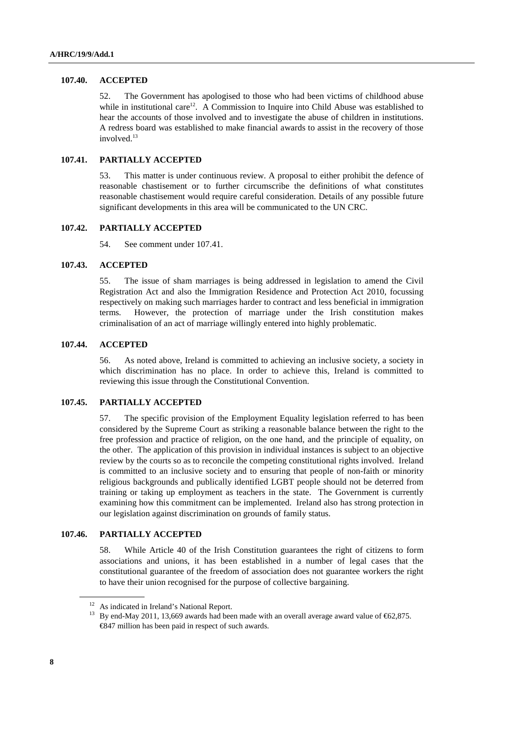### 107.40. ACCEPTED

52. The Government has apologised to those who had been victims of childhood abuse while in institutional care[12]. A Commission to Inquire into Child Abuse was established to hear the accounts of those involved and to investigate the abuse of children in institutions. A redress board was established to make financial awards to assist in the recovery of those involved.[13]

### 107.41. PARTIALLY ACCEPTED

53. This matter is under continuous review. A proposal to either prohibit the defence of reasonable chastisement or to further circumscribe the definitions of what constitutes reasonable chastisement would require careful consideration. Details of any possible future significant developments in this area will be communicated to the UN CRC.

### 107.42. PARTIALLY ACCEPTED

54. See comment under 107.41.

### 107.43. ACCEPTED

55. The issue of sham marriages is being addressed in legislation to amend the Civil Registration Act and also the Immigration Residence and Protection Act 2010, focussing respectively on making such marriages harder to contract and less beneficial in immigration terms. However, the protection of marriage under the Irish constitution makes criminalisation of an act of marriage willingly entered into highly problematic.

### 107.44. ACCEPTED

56. As noted above, Ireland is committed to achieving an inclusive society, a society in which discrimination has no place. In order to achieve this, Ireland is committed to reviewing this issue through the Constitutional Convention.

### 107.45. PARTIALLY ACCEPTED

57. The specific provision of the Employment Equality legislation referred to has been considered by the Supreme Court as striking a reasonable balance between the right to the free profession and practice of religion, on the one hand, and the principle of equality, on the other. The application of this provision in individual instances is subject to an objective review by the courts so as to reconcile the competing constitutional rights involved. Ireland is committed to an inclusive society and to ensuring that people of non-faith or minority religious backgrounds and publically identified LGBT people should not be deterred from training or taking up employment as teachers in the state. The Government is currently examining how this commitment can be implemented. Ireland also has strong protection in our legislation against discrimination on grounds of family status.

### 107.46. PARTIALLY ACCEPTED

58. While Article 40 of the Irish Constitution guarantees the right of citizens to form associations and unions, it has been established in a number of legal cases that the constitutional guarantee of the freedom of association does not guarantee workers the right to have their union recognised for the purpose of collective bargaining.

---

[12] As indicated in Ireland's National Report.

[13] By end-May 2011, 13,669 awards had been made with an overall average award value of €62,875. €847 million has been paid in respect of such awards.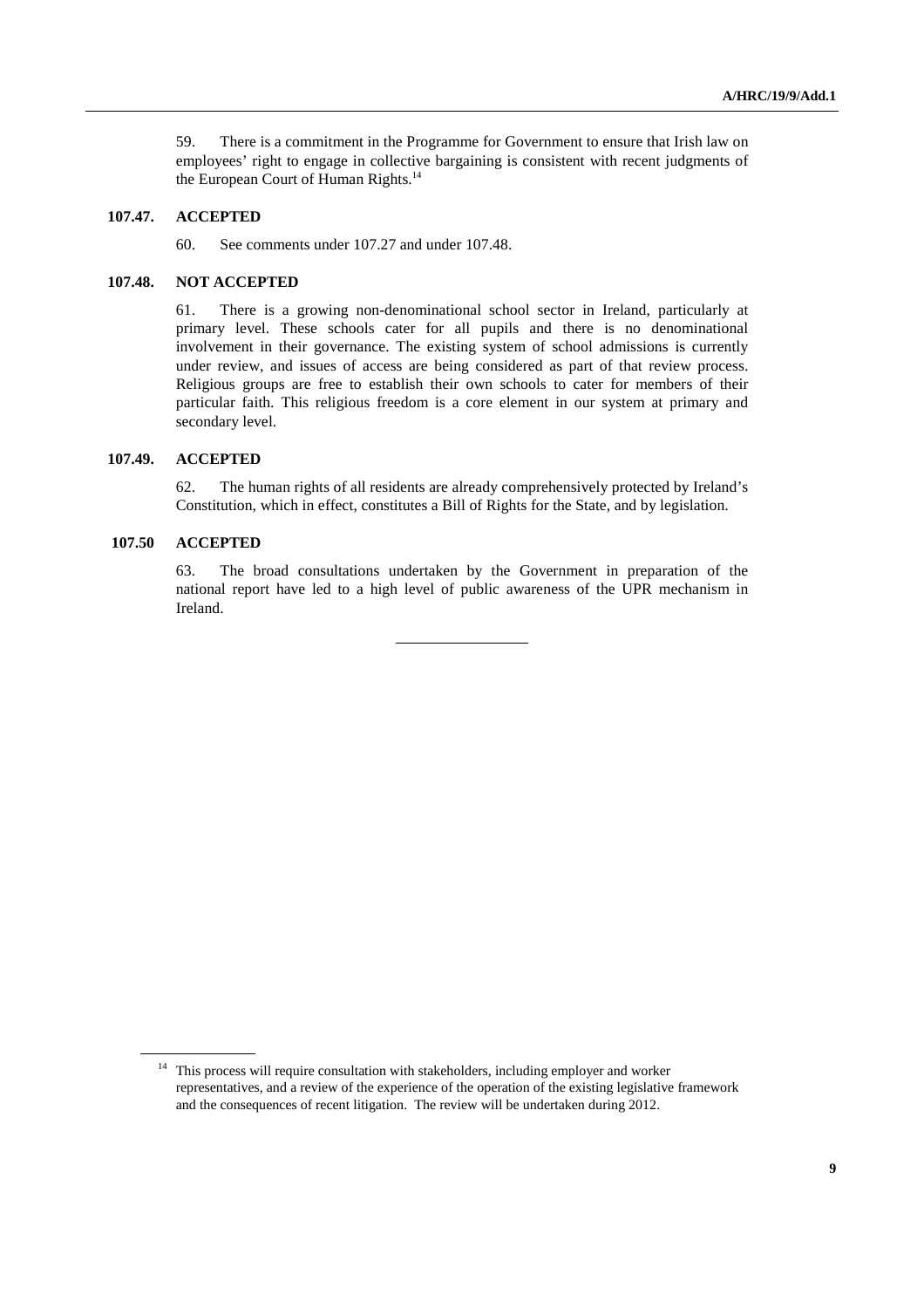59. There is a commitment in the Programme for Government to ensure that Irish law on employees' right to engage in collective bargaining is consistent with recent judgments of the European Court of Human Rights.[14]

**107.47. ACCEPTED**

60. See comments under 107.27 and under 107.48.

**107.48. NOT ACCEPTED**

61. There is a growing non-denominational school sector in Ireland, particularly at primary level. These schools cater for all pupils and there is no denominational involvement in their governance. The existing system of school admissions is currently under review, and issues of access are being considered as part of that review process. Religious groups are free to establish their own schools to cater for members of their particular faith. This religious freedom is a core element in our system at primary and secondary level.

**107.49. ACCEPTED**

62. The human rights of all residents are already comprehensively protected by Ireland's Constitution, which in effect, constitutes a Bill of Rights for the State, and by legislation.

**107.50 ACCEPTED**

63. The broad consultations undertaken by the Government in preparation of the national report have led to a high level of public awareness of the UPR mechanism in Ireland.

---

[14] This process will require consultation with stakeholders, including employer and worker representatives, and a review of the experience of the operation of the existing legislative framework and the consequences of recent litigation. The review will be undertaken during 2012.